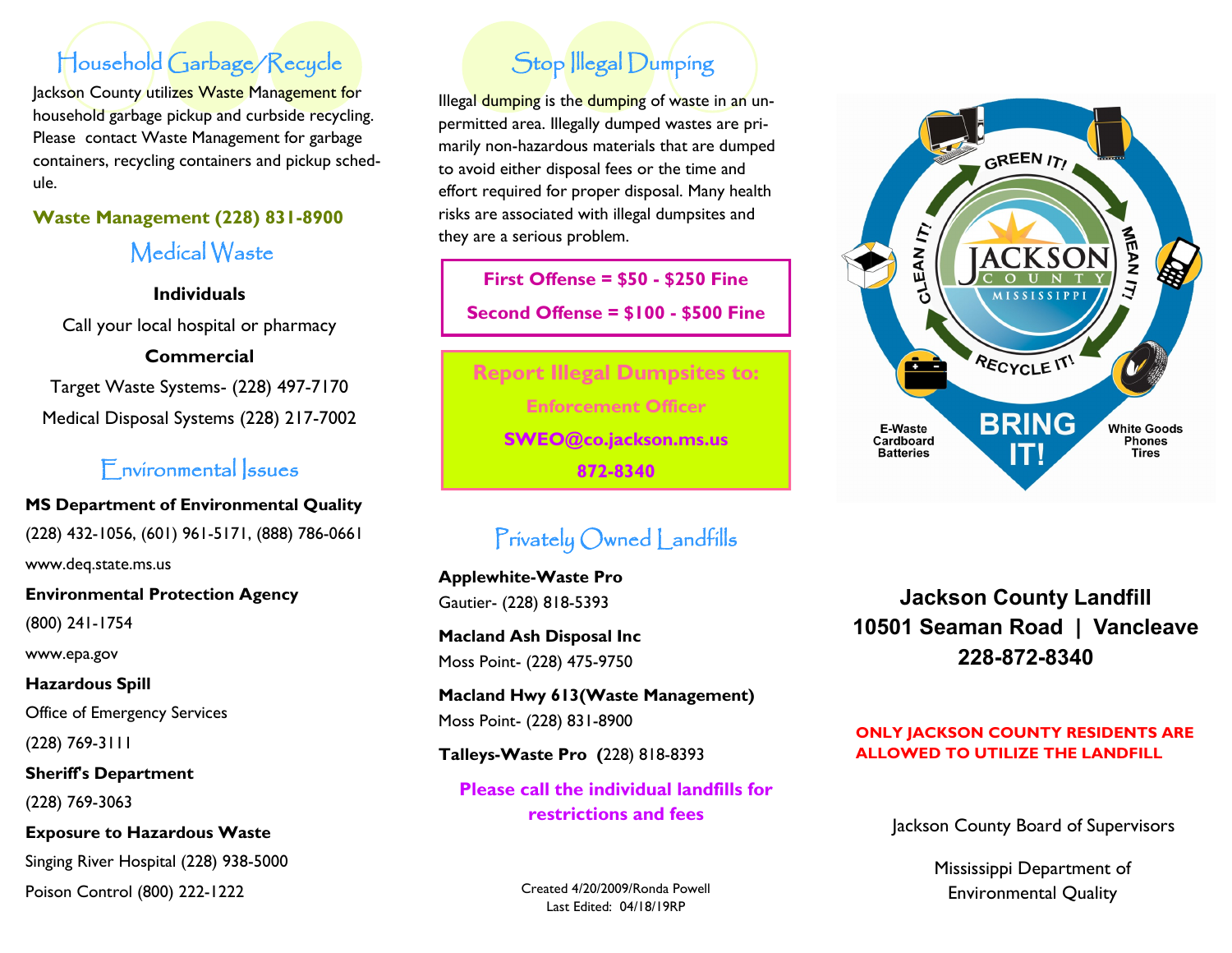## Household Garbage/Recycle

Jackson County utilizes Waste Management for household garbage pickup and curbside recycling. Please contact Waste Management for garbage containers, recycling containers and pickup schedule.

**Waste Management (228) 831-8900**

## Medical Waste

**Individuals**

Call your local hospital or pharmacy

**Commercial**

Target Waste Systems- (228) 497-7170

Medical Disposal Systems (228) 217-7002

## Environmental Issues

**MS Department of Environmental Quality**

(228) 432-1056, (601) 961-5171, (888) 786-0661

www.deq.state.ms.us

**Environmental Protection Agency**

(800) 241-1754

www.epa.gov

**Hazardous Spill**

Office of Emergency Services

(228) 769-3111

**Sheriff's Department**

(228) 769-3063

**Exposure to Hazardous Waste**

Singing River Hospital (228) 938-5000

Poison Control (800) 222-1222

## Stop Illegal Dumping

Illegal dumping is the dumping of waste in an un-permitted area. Illegally dumped wastes are primarily non-hazardous materials that are dumped to avoid either disposal fees or the time and effort required for proper disposal. Many health risks are associated with illegal dumpsites and they are a serious problem.

**First Offense = $50 - $250 Fine**

**Second Offense = $100 - $500 Fine**

**Report Illegal Dumpsites to:**

**Enforcement Officer**

**SWEO@co.jackson.ms.us**

**872-8340**

## Privately Owned Landfills

**Applewhite-Waste Pro**
Gautier- (228) 818-5393

**Macland Ash Disposal Inc**
Moss Point- (228) 475-9750

**Macland Hwy 613(Waste Management)**
Moss Point- (228) 831-8900

**Talleys-Waste Pro** (228) 818-8393

**Please call the individual landfills for restrictions and fees**

Created 4/20/2009/Ronda Powell
Last Edited: 04/18/19RP

GREEN IT! MEAN IT! RECYCLE IT! CLEAN IT!

JACKSON COUNTY MISSISSIPPI

E-Waste
Cardboard
Batteries

BRING IT!

White Goods
Phones
Tires

**Jackson County Landfill**
**10501 Seaman Road | Vancleave**
**228-872-8340**

**ONLY JACKSON COUNTY RESIDENTS ARE ALLOWED TO UTILIZE THE LANDFILL**

Jackson County Board of Supervisors

Mississippi Department of Environmental Quality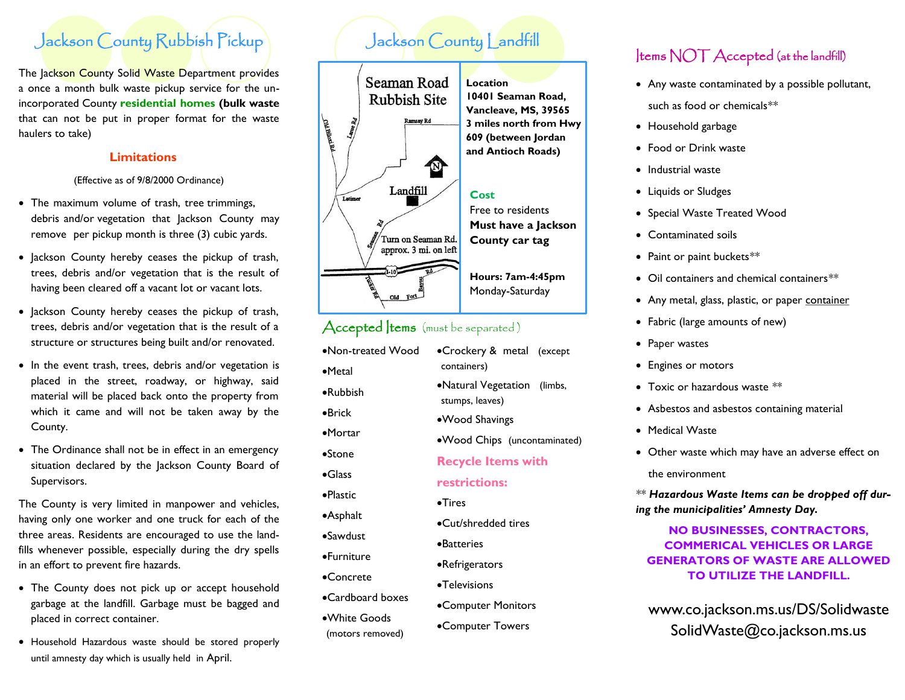# Jackson County Rubbish Pickup

The Jackson County Solid Waste Department provides a once a month bulk waste pickup service for the un-incorporated County **residential homes (bulk waste** that can not be put in proper format for the waste haulers to take)

### Limitations

(Effective as of 9/8/2000 Ordinance)

- The maximum volume of trash, tree trimmings, debris and/or vegetation that Jackson County may remove per pickup month is three (3) cubic yards.
- Jackson County hereby ceases the pickup of trash, trees, debris and/or vegetation that is the result of having been cleared off a vacant lot or vacant lots.
- Jackson County hereby ceases the pickup of trash, trees, debris and/or vegetation that is the result of a structure or structures being built and/or renovated.
- In the event trash, trees, debris and/or vegetation is placed in the street, roadway, or highway, said material will be placed back onto the property from which it came and will not be taken away by the County.
- The Ordinance shall not be in effect in an emergency situation declared by the Jackson County Board of Supervisors.

The County is very limited in manpower and vehicles, having only one worker and one truck for each of the three areas. Residents are encouraged to use the land-fills whenever possible, especially during the dry spells in an effort to prevent fire hazards.

- The County does not pick up or accept household garbage at the landfill. Garbage must be bagged and placed in correct container.
- Household Hazardous waste should be stored properly until amnesty day which is usually held in April.

# Jackson County Landfill

Seaman Road Rubbish Site

Old Biloxi Rd
Lane Rd
Ramsey Rd
N
Landfill
Latimer
Seaman Rd
Turn on Seaman Rd. approx. 3 mi. on left
I-10
Tucker Rd
Old Fort
Bayou Rd

**Location**
**10401 Seaman Road, Vancleave, MS, 39565**
**3 miles north from Hwy 609 (between Jordan and Antioch Roads)**

**Cost**
Free to residents
**Must have a Jackson County car tag**

**Hours: 7am-4:45pm**
Monday-Saturday

## Accepted Items (must be separated)

- Non-treated Wood
- Metal
- Rubbish
- Brick
- Mortar
- Stone
- Glass
- Plastic
- Asphalt
- Sawdust
- Furniture
- Concrete
- Cardboard boxes
- White Goods (motors removed)
- Crockery & metal (except containers)
- Natural Vegetation (limbs, stumps, leaves)
- Wood Shavings
- Wood Chips (uncontaminated)

**Recycle Items with restrictions:**

- Tires
- Cut/shredded tires
- Batteries
- Refrigerators
- Televisions
- Computer Monitors
- Computer Towers

## Items NOT Accepted (at the landfill)

- Any waste contaminated by a possible pollutant, such as food or chemicals**
- Household garbage
- Food or Drink waste
- Industrial waste
- Liquids or Sludges
- Special Waste Treated Wood
- Contaminated soils
- Paint or paint buckets**
- Oil containers and chemical containers**
- Any metal, glass, plastic, or paper container
- Fabric (large amounts of new)
- Paper wastes
- Engines or motors
- Toxic or hazardous waste **
- Asbestos and asbestos containing material
- Medical Waste
- Other waste which may have an adverse effect on the environment

** ***Hazardous Waste Items can be dropped off during the municipalities' Amnesty Day.***

**NO BUSINESSES, CONTRACTORS, COMMERICAL VEHICLES OR LARGE GENERATORS OF WASTE ARE ALLOWED TO UTILIZE THE LANDFILL.**

www.co.jackson.ms.us/DS/Solidwaste
SolidWaste@co.jackson.ms.us